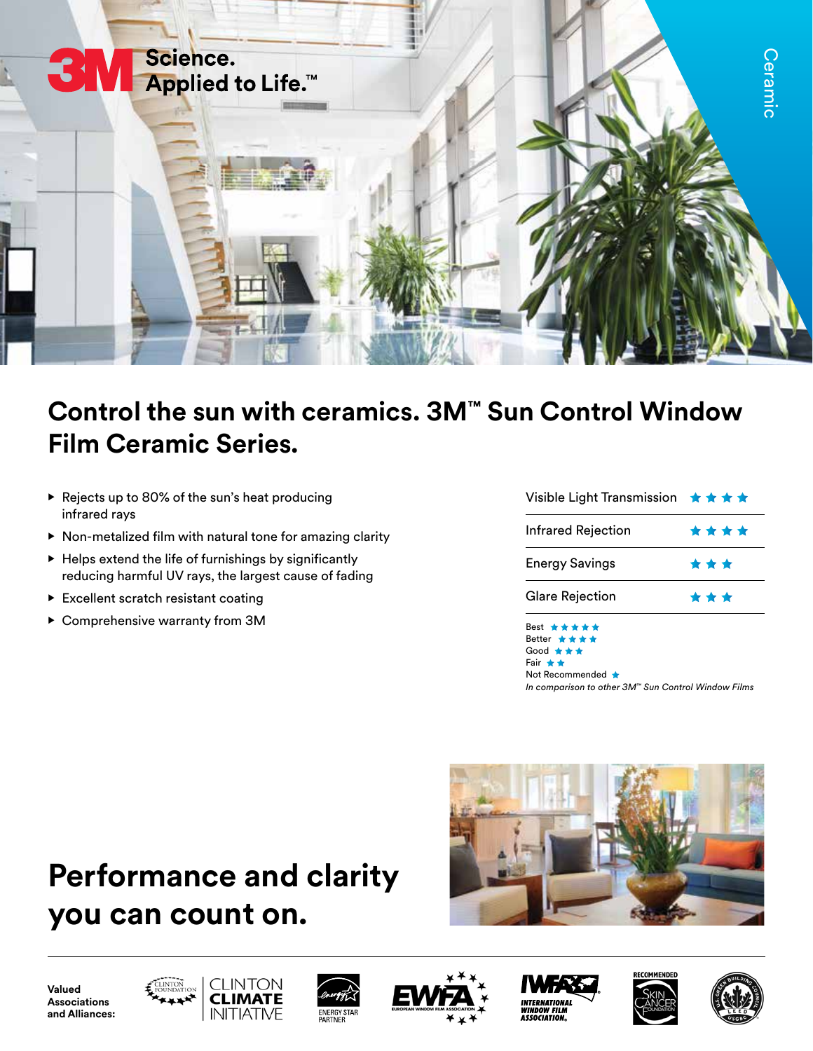3M Science. Applied to Life.™

Ceramic

# Control the sun with ceramics. 3M™ Sun Control Window Film Ceramic Series.

- Rejects up to 80% of the sun's heat producing infrared rays
- Non-metalized film with natural tone for amazing clarity
- Helps extend the life of furnishings by significantly reducing harmful UV rays, the largest cause of fading
- Excellent scratch resistant coating
- Comprehensive warranty from 3M

| | |
|---|---|
| Visible Light Transmission | ★★★★ |
| Infrared Rejection | ★★★★ |
| Energy Savings | ★★★ |
| Glare Rejection | ★★★ |

Best ★★★★★
Better ★★★★
Good ★★★
Fair ★★
Not Recommended ★

*In comparison to other 3M™ Sun Control Window Films*

# Performance and clarity you can count on.

**Valued Associations and Alliances:** Clinton Foundation, Clinton Climate Initiative, Energy Star Partner, EWFA European Window Film Association, IWFA International Window Film Association, Recommended Skin Cancer Foundation, U.S. Green Building Council LEED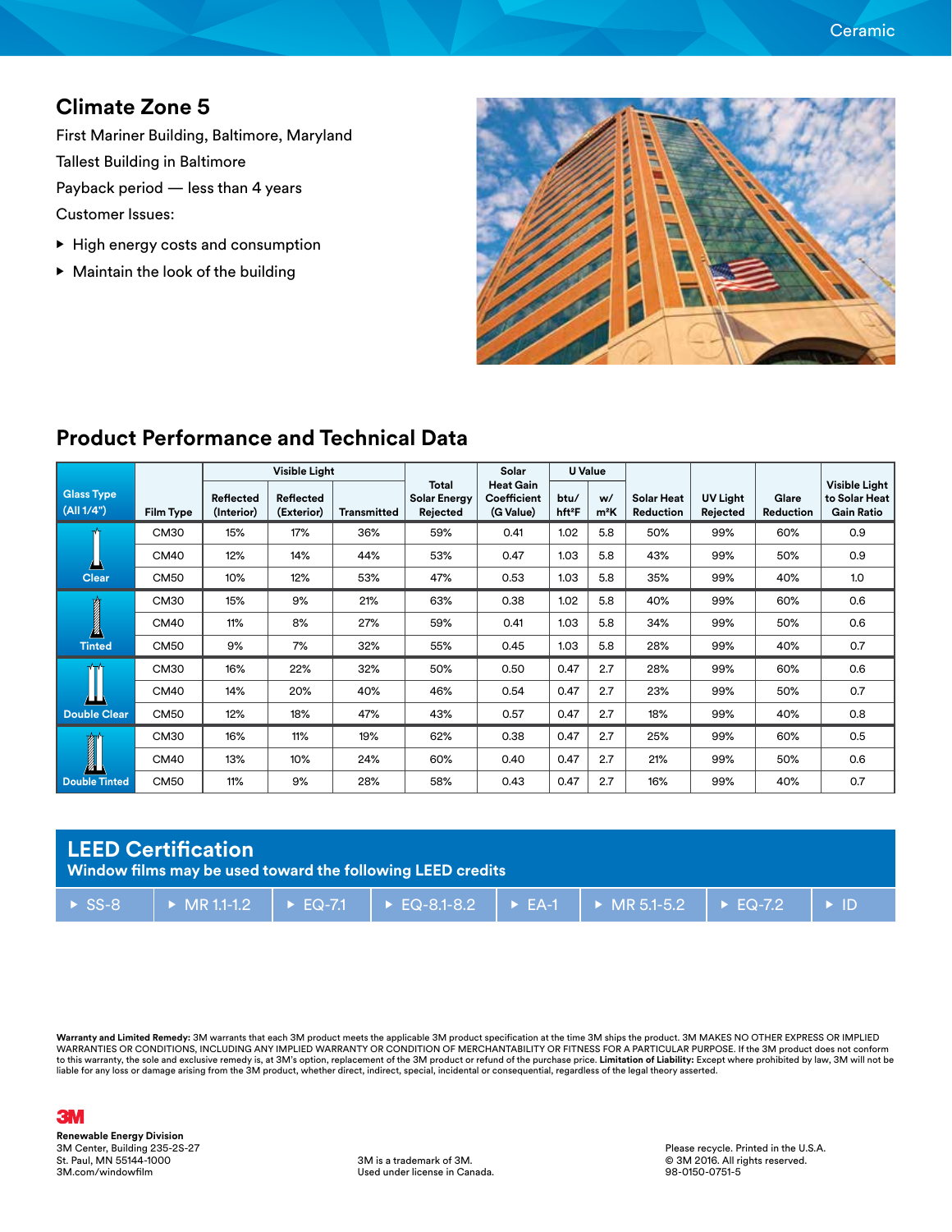Ceramic

## Climate Zone 5

First Mariner Building, Baltimore, Maryland

Tallest Building in Baltimore

Payback period — less than 4 years

Customer Issues:

- High energy costs and consumption
- Maintain the look of the building

## Product Performance and Technical Data

| Glass Type (All 1/4") | Film Type | Visible Light | | | Total Solar Energy Rejected | Solar Heat Gain Coefficient (G Value) | U Value | | Solar Heat Reduction | UV Light Rejected | Glare Reduction | Visible Light to Solar Heat Gain Ratio |
|---|---|---|---|---|---|---|---|---|---|---|---|---|
| | | Reflected (Interior) | Reflected (Exterior) | Transmitted | | | btu/ hft²F | w/ m²K | | | | |
| Clear | CM30 | 15% | 17% | 36% | 59% | 0.41 | 1.02 | 5.8 | 50% | 99% | 60% | 0.9 |
| | CM40 | 12% | 14% | 44% | 53% | 0.47 | 1.03 | 5.8 | 43% | 99% | 50% | 0.9 |
| | CM50 | 10% | 12% | 53% | 47% | 0.53 | 1.03 | 5.8 | 35% | 99% | 40% | 1.0 |
| Tinted | CM30 | 15% | 9% | 21% | 63% | 0.38 | 1.02 | 5.8 | 40% | 99% | 60% | 0.6 |
| | CM40 | 11% | 8% | 27% | 59% | 0.41 | 1.03 | 5.8 | 34% | 99% | 50% | 0.6 |
| | CM50 | 9% | 7% | 32% | 55% | 0.45 | 1.03 | 5.8 | 28% | 99% | 40% | 0.7 |
| Double Clear | CM30 | 16% | 22% | 32% | 50% | 0.50 | 0.47 | 2.7 | 28% | 99% | 60% | 0.6 |
| | CM40 | 14% | 20% | 40% | 46% | 0.54 | 0.47 | 2.7 | 23% | 99% | 50% | 0.7 |
| | CM50 | 12% | 18% | 47% | 43% | 0.57 | 0.47 | 2.7 | 18% | 99% | 40% | 0.8 |
| Double Tinted | CM30 | 16% | 11% | 19% | 62% | 0.38 | 0.47 | 2.7 | 25% | 99% | 60% | 0.5 |
| | CM40 | 13% | 10% | 24% | 60% | 0.40 | 0.47 | 2.7 | 21% | 99% | 50% | 0.6 |
| | CM50 | 11% | 9% | 28% | 58% | 0.43 | 0.47 | 2.7 | 16% | 99% | 40% | 0.7 |

## LEED Certification

**Window films may be used toward the following LEED credits**

- SS-8
- MR 1.1-1.2
- EQ-7.1
- EQ-8.1-8.2
- EA-1
- MR 5.1-5.2
- EQ-7.2
- ID

**Warranty and Limited Remedy:** 3M warrants that each 3M product meets the applicable 3M product specification at the time 3M ships the product. 3M MAKES NO OTHER EXPRESS OR IMPLIED WARRANTIES OR CONDITIONS, INCLUDING ANY IMPLIED WARRANTY OR CONDITION OF MERCHANTABILITY OR FITNESS FOR A PARTICULAR PURPOSE. If the 3M product does not conform to this warranty, the sole and exclusive remedy is, at 3M's option, replacement of the 3M product or refund of the purchase price. **Limitation of Liability:** Except where prohibited by law, 3M will not be liable for any loss or damage arising from the 3M product, whether direct, indirect, special, incidental or consequential, regardless of the legal theory asserted.

3M

**Renewable Energy Division**
3M Center, Building 235-2S-27
St. Paul, MN 55144-1000
3M.com/windowfilm

3M is a trademark of 3M.
Used under license in Canada.

Please recycle. Printed in the U.S.A.
© 3M 2016. All rights reserved.
98-0150-0751-5